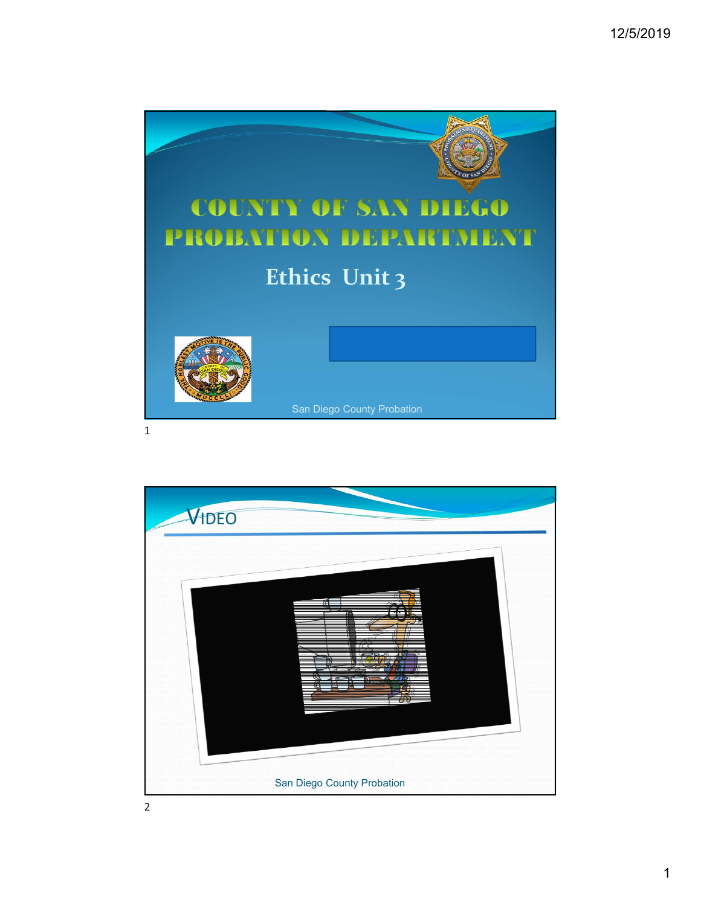# COUNTY OF SAN DIEGO PROBATION DEPARTMENT

## Ethics Unit 3

San Diego County Probation

## VIDEO

San Diego County Probation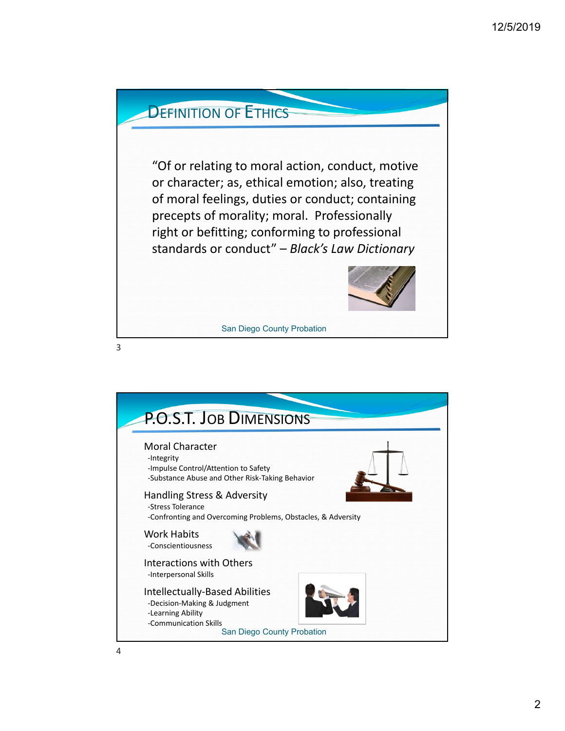## Definition of Ethics

"Of or relating to moral action, conduct, motive or character; as, ethical emotion; also, treating of moral feelings, duties or conduct; containing precepts of morality; moral. Professionally right or befitting; conforming to professional standards or conduct" – *Black's Law Dictionary*

San Diego County Probation

## P.O.S.T. Job Dimensions

Moral Character
- -Integrity
- -Impulse Control/Attention to Safety
- -Substance Abuse and Other Risk-Taking Behavior

Handling Stress & Adversity
- -Stress Tolerance
- -Confronting and Overcoming Problems, Obstacles, & Adversity

Work Habits
- -Conscientiousness

Interactions with Others
- -Interpersonal Skills

Intellectually-Based Abilities
- -Decision-Making & Judgment
- -Learning Ability
- -Communication Skills

San Diego County Probation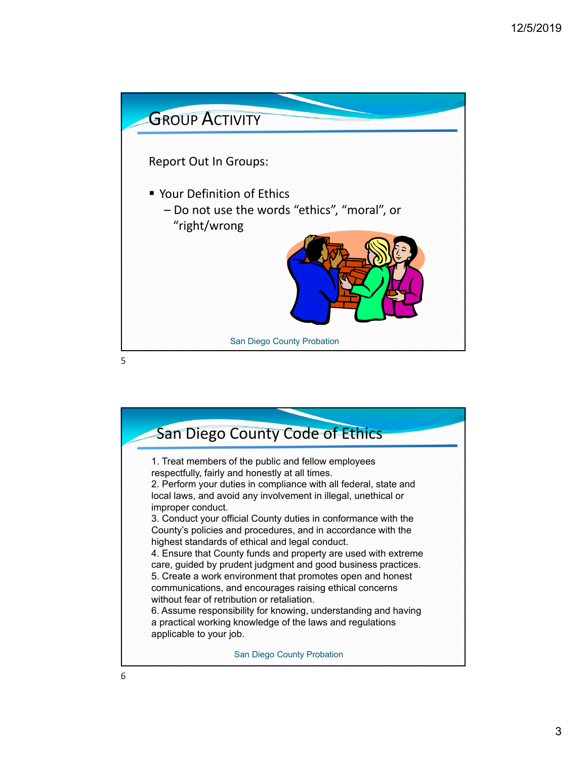## Group Activity

Report Out In Groups:

- Your Definition of Ethics
  - Do not use the words “ethics”, “moral”, or “right/wrong

San Diego County Probation

## San Diego County Code of Ethics

1. Treat members of the public and fellow employees respectfully, fairly and honestly at all times.
2. Perform your duties in compliance with all federal, state and local laws, and avoid any involvement in illegal, unethical or improper conduct.
3. Conduct your official County duties in conformance with the County’s policies and procedures, and in accordance with the highest standards of ethical and legal conduct.
4. Ensure that County funds and property are used with extreme care, guided by prudent judgment and good business practices.
5. Create a work environment that promotes open and honest communications, and encourages raising ethical concerns without fear of retribution or retaliation.
6. Assume responsibility for knowing, understanding and having a practical working knowledge of the laws and regulations applicable to your job.

San Diego County Probation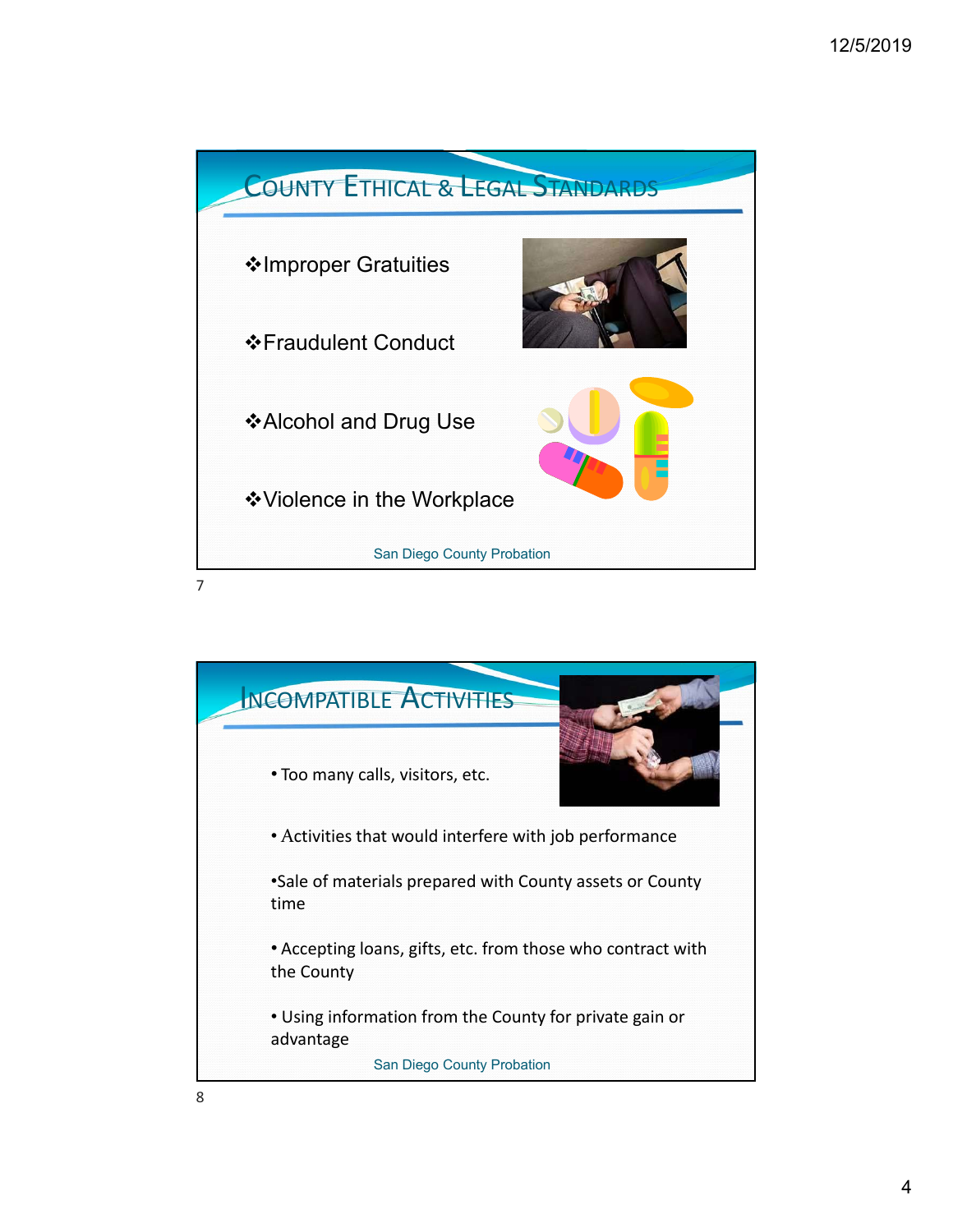## County Ethical & Legal Standards

- ❖Improper Gratuities
- ❖Fraudulent Conduct
- ❖Alcohol and Drug Use
- ❖Violence in the Workplace

San Diego County Probation

## Incompatible Activities

- Too many calls, visitors, etc.
- Activities that would interfere with job performance
- Sale of materials prepared with County assets or County time
- Accepting loans, gifts, etc. from those who contract with the County
- Using information from the County for private gain or advantage

San Diego County Probation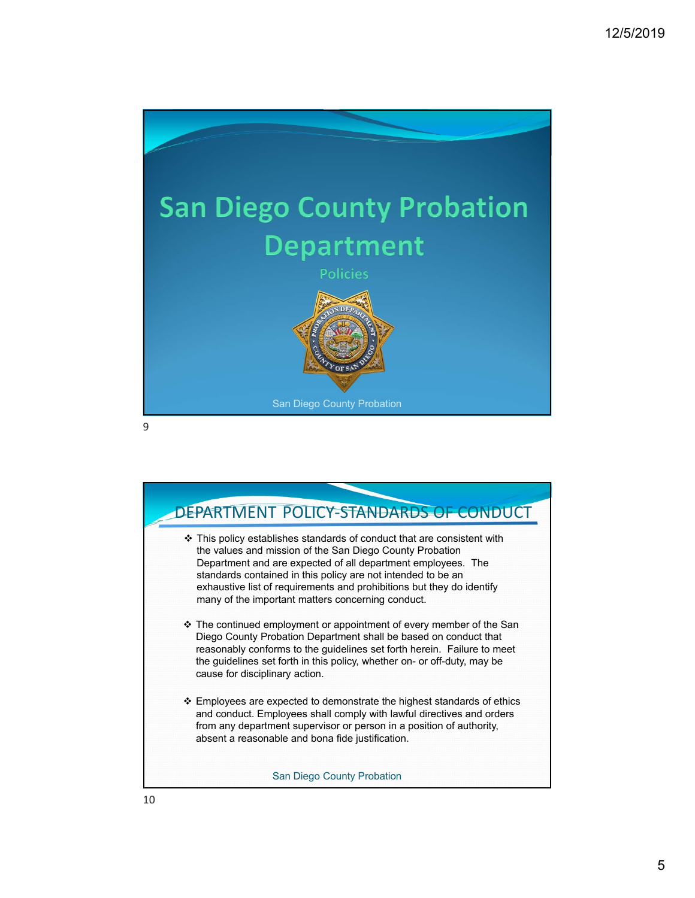# San Diego County Probation Department

Policies

San Diego County Probation

## DEPARTMENT POLICY-STANDARDS OF CONDUCT

- This policy establishes standards of conduct that are consistent with the values and mission of the San Diego County Probation Department and are expected of all department employees. The standards contained in this policy are not intended to be an exhaustive list of requirements and prohibitions but they do identify many of the important matters concerning conduct.
- The continued employment or appointment of every member of the San Diego County Probation Department shall be based on conduct that reasonably conforms to the guidelines set forth herein. Failure to meet the guidelines set forth in this policy, whether on- or off-duty, may be cause for disciplinary action.
- Employees are expected to demonstrate the highest standards of ethics and conduct. Employees shall comply with lawful directives and orders from any department supervisor or person in a position of authority, absent a reasonable and bona fide justification.

San Diego County Probation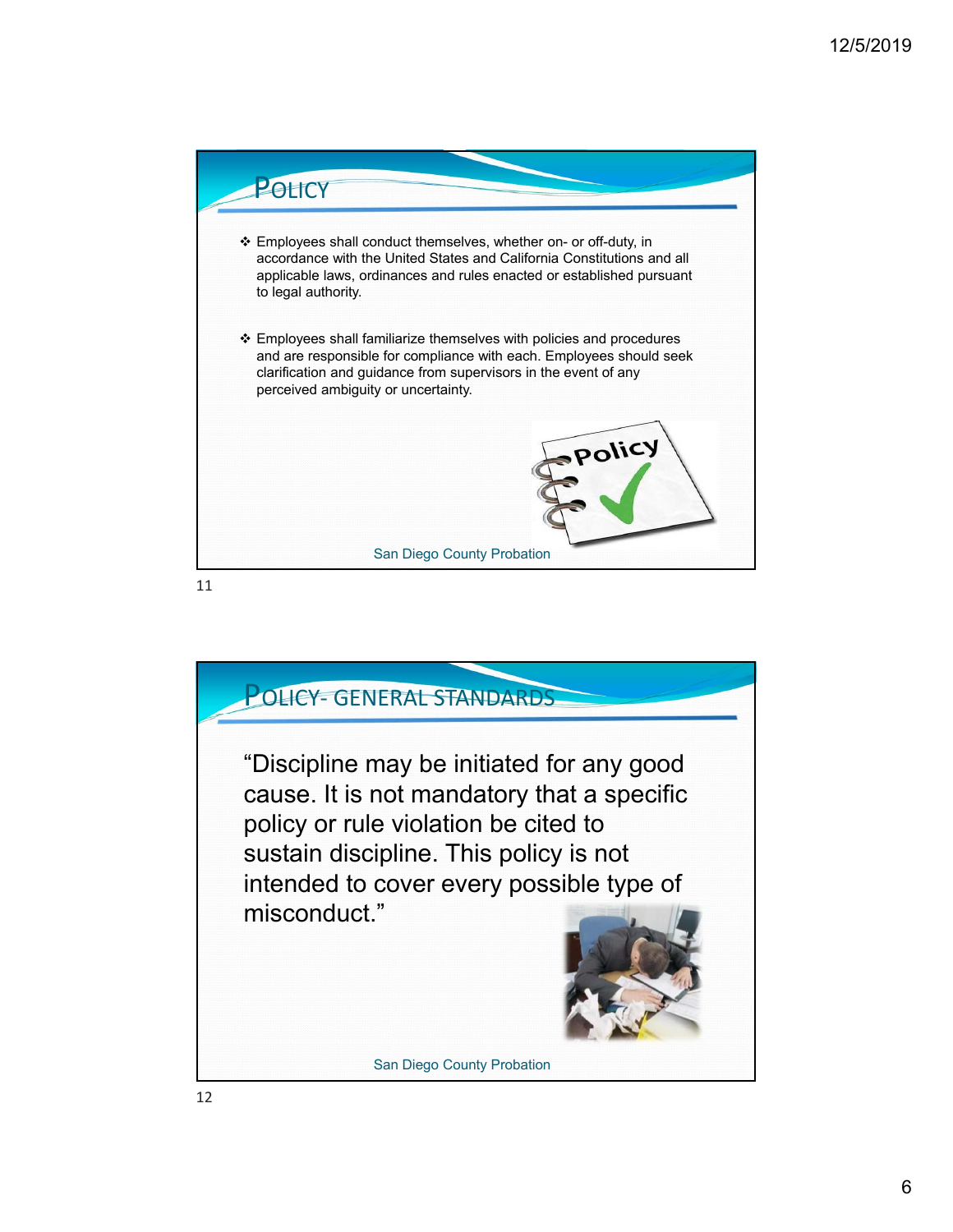## Policy

- Employees shall conduct themselves, whether on- or off-duty, in accordance with the United States and California Constitutions and all applicable laws, ordinances and rules enacted or established pursuant to legal authority.
- Employees shall familiarize themselves with policies and procedures and are responsible for compliance with each. Employees should seek clarification and guidance from supervisors in the event of any perceived ambiguity or uncertainty.

San Diego County Probation

## Policy- General Standards

"Discipline may be initiated for any good cause. It is not mandatory that a specific policy or rule violation be cited to sustain discipline. This policy is not intended to cover every possible type of misconduct."

San Diego County Probation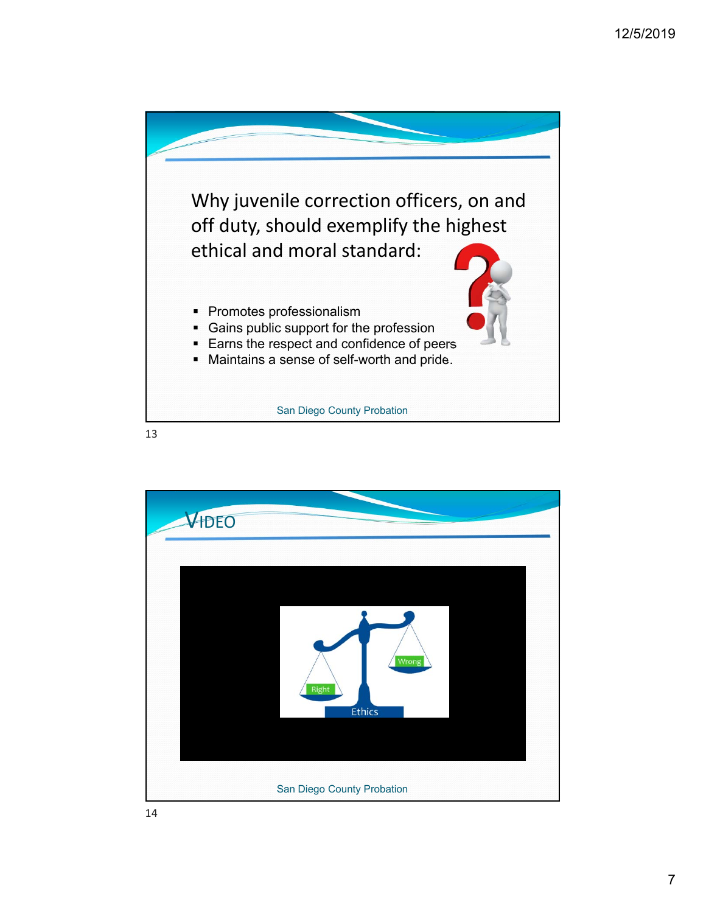Why juvenile correction officers, on and off duty, should exemplify the highest ethical and moral standard:

- Promotes professionalism
- Gains public support for the profession
- Earns the respect and confidence of peers
- Maintains a sense of self-worth and pride.

San Diego County Probation

## VIDEO

Right

Wrong

Ethics

San Diego County Probation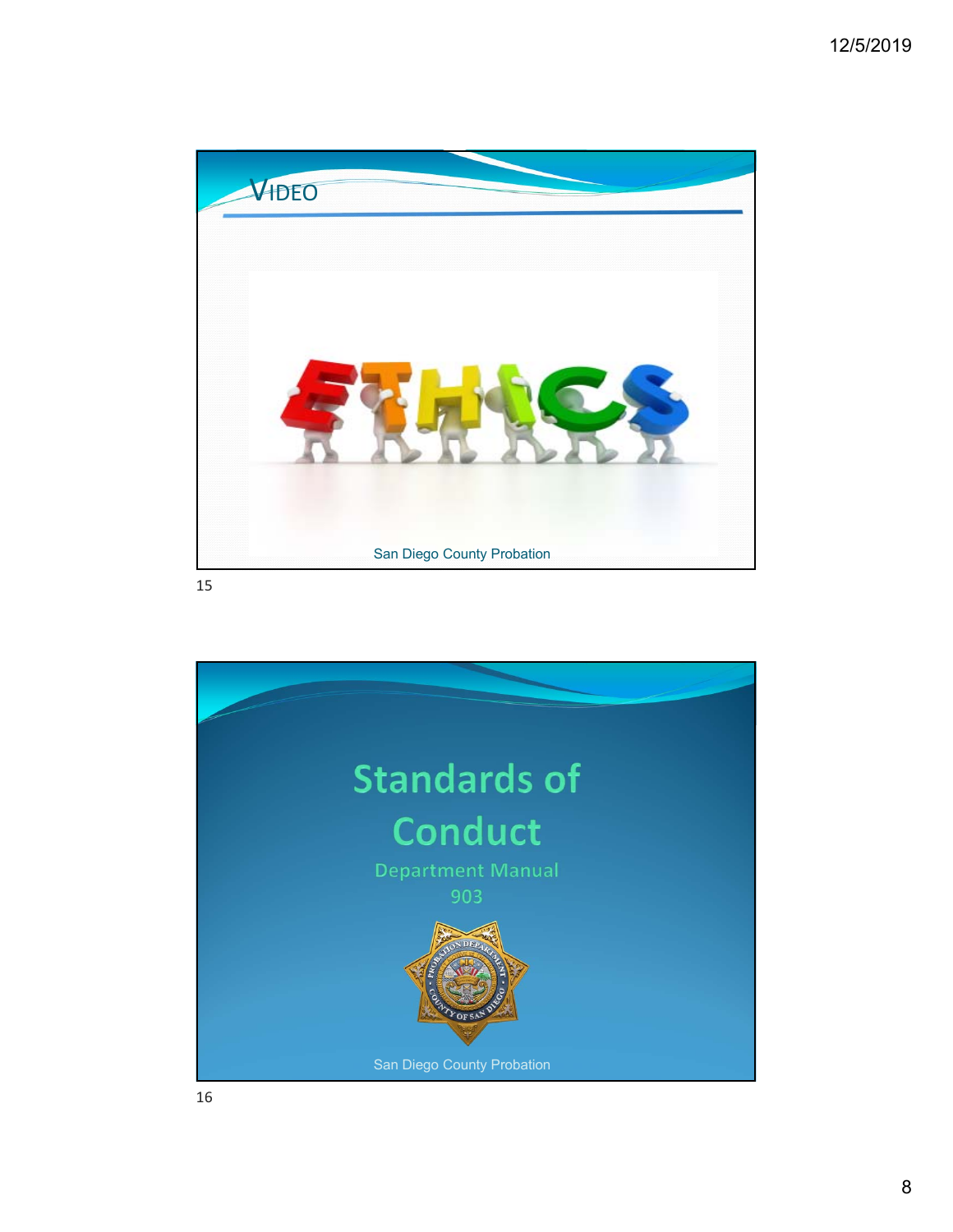## VIDEO

ETHICS

San Diego County Probation

# Standards of Conduct

Department Manual

903

San Diego County Probation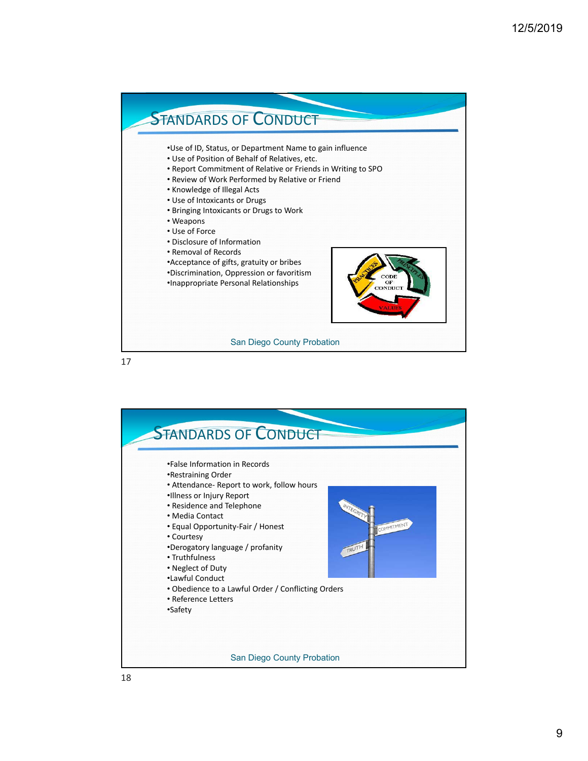## Standards of Conduct

- Use of ID, Status, or Department Name to gain influence
- Use of Position of Behalf of Relatives, etc.
- Report Commitment of Relative or Friends in Writing to SPO
- Review of Work Performed by Relative or Friend
- Knowledge of Illegal Acts
- Use of Intoxicants or Drugs
- Bringing Intoxicants or Drugs to Work
- Weapons
- Use of Force
- Disclosure of Information
- Removal of Records
- Acceptance of gifts, gratuity or bribes
- Discrimination, Oppression or favoritism
- Inappropriate Personal Relationships

San Diego County Probation

17

## Standards of Conduct

- False Information in Records
- Restraining Order
- Attendance- Report to work, follow hours
- Illness or Injury Report
- Residence and Telephone
- Media Contact
- Equal Opportunity-Fair / Honest
- Courtesy
- Derogatory language / profanity
- Truthfulness
- Neglect of Duty
- Lawful Conduct
- Obedience to a Lawful Order / Conflicting Orders
- Reference Letters
- Safety

San Diego County Probation

18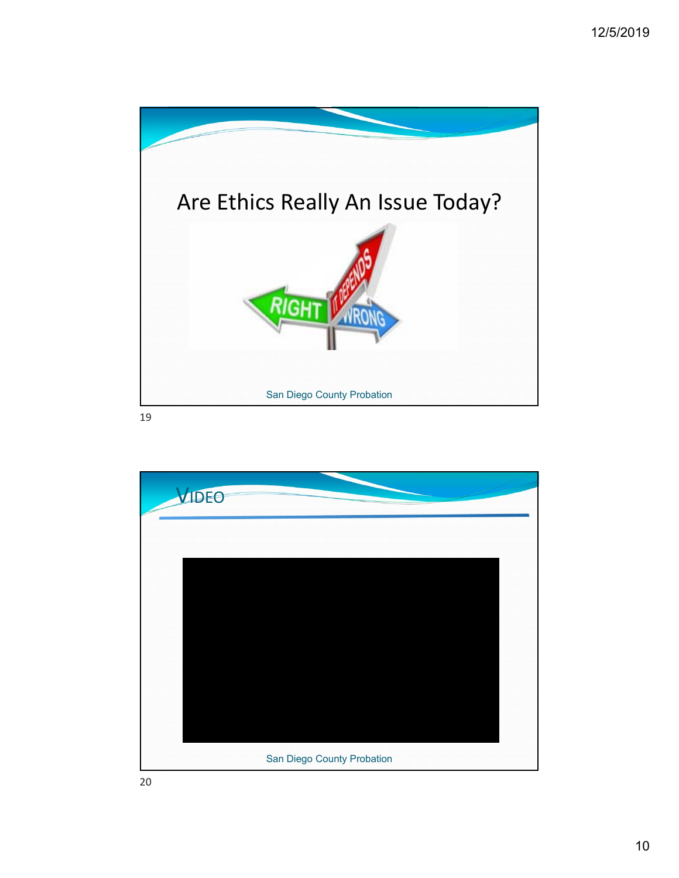# Are Ethics Really An Issue Today?

San Diego County Probation

## VIDEO

San Diego County Probation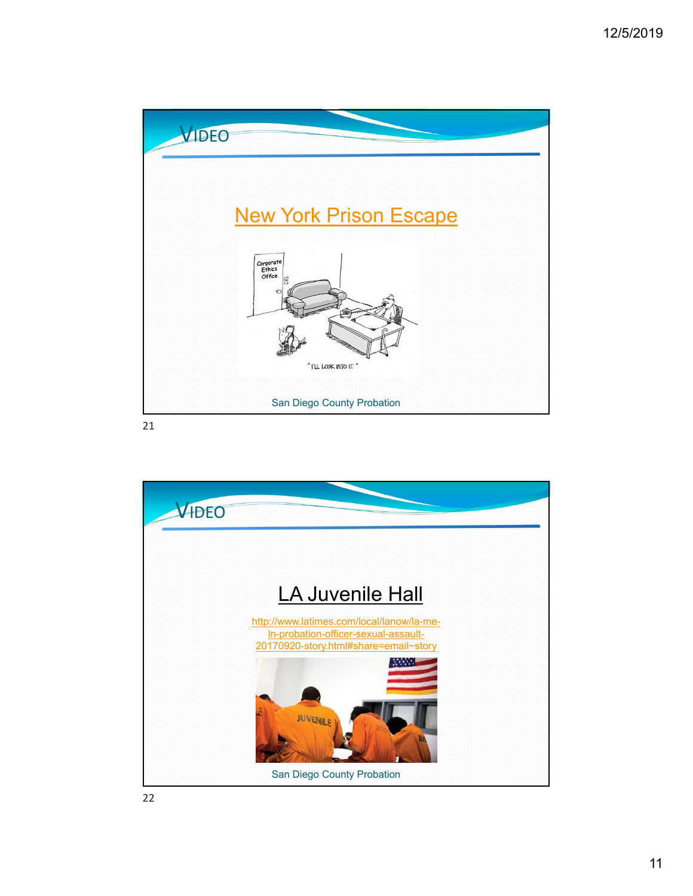# VIDEO

New York Prison Escape

San Diego County Probation

# VIDEO

LA Juvenile Hall

http://www.latimes.com/local/lanow/la-me-ln-probation-officer-sexual-assault-20170920-story.html#share=email~story

San Diego County Probation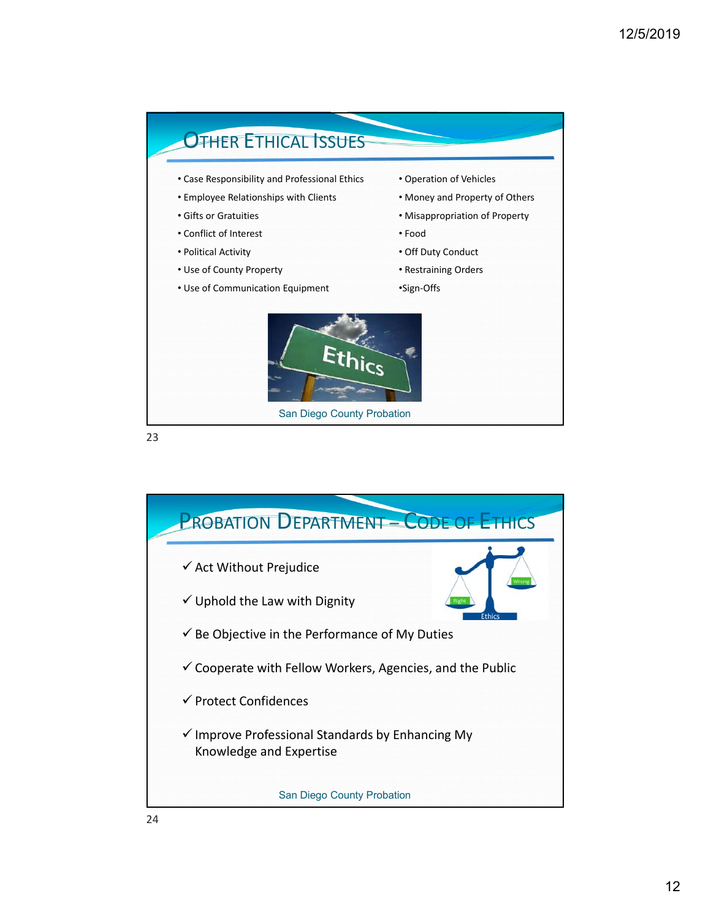## Other Ethical Issues

- Case Responsibility and Professional Ethics
- Employee Relationships with Clients
- Gifts or Gratuities
- Conflict of Interest
- Political Activity
- Use of County Property
- Use of Communication Equipment
- Operation of Vehicles
- Money and Property of Others
- Misappropriation of Property
- Food
- Off Duty Conduct
- Restraining Orders
- Sign-Offs

San Diego County Probation

## Probation Department – Code of Ethics

- ✓ Act Without Prejudice
- ✓ Uphold the Law with Dignity
- ✓ Be Objective in the Performance of My Duties
- ✓ Cooperate with Fellow Workers, Agencies, and the Public
- ✓ Protect Confidences
- ✓ Improve Professional Standards by Enhancing My Knowledge and Expertise

San Diego County Probation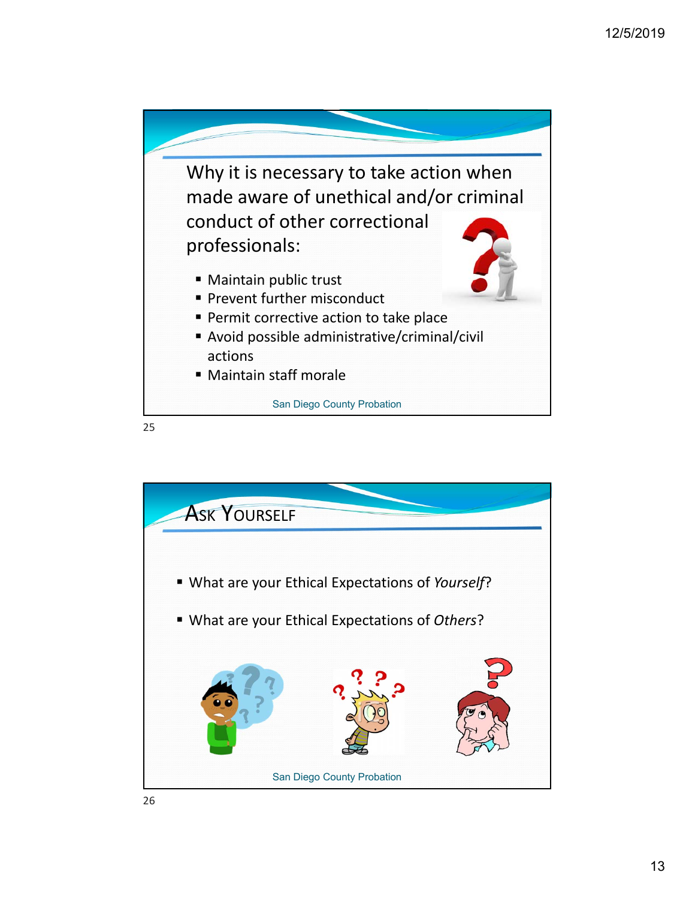## Why it is necessary to take action when made aware of unethical and/or criminal conduct of other correctional professionals:

- Maintain public trust
- Prevent further misconduct
- Permit corrective action to take place
- Avoid possible administrative/criminal/civil actions
- Maintain staff morale

San Diego County Probation

## Ask Yourself

- What are your Ethical Expectations of *Yourself*?
- What are your Ethical Expectations of *Others*?

San Diego County Probation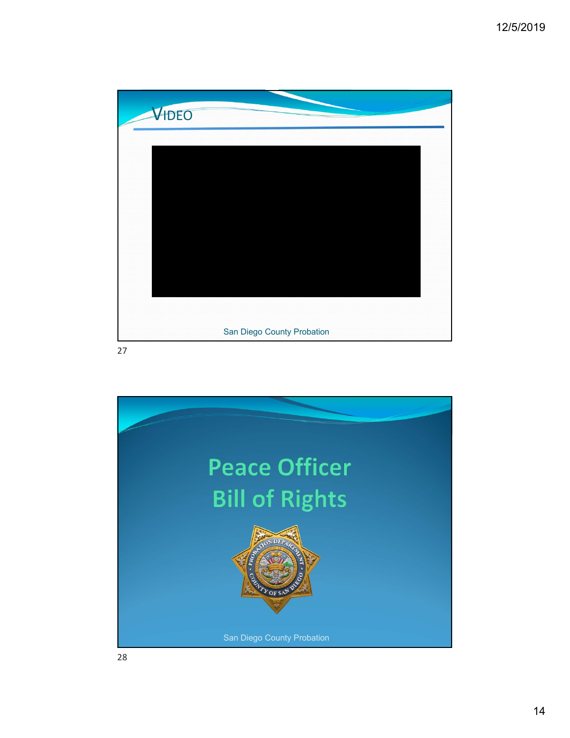## VIDEO

San Diego County Probation

# Peace Officer Bill of Rights

San Diego County Probation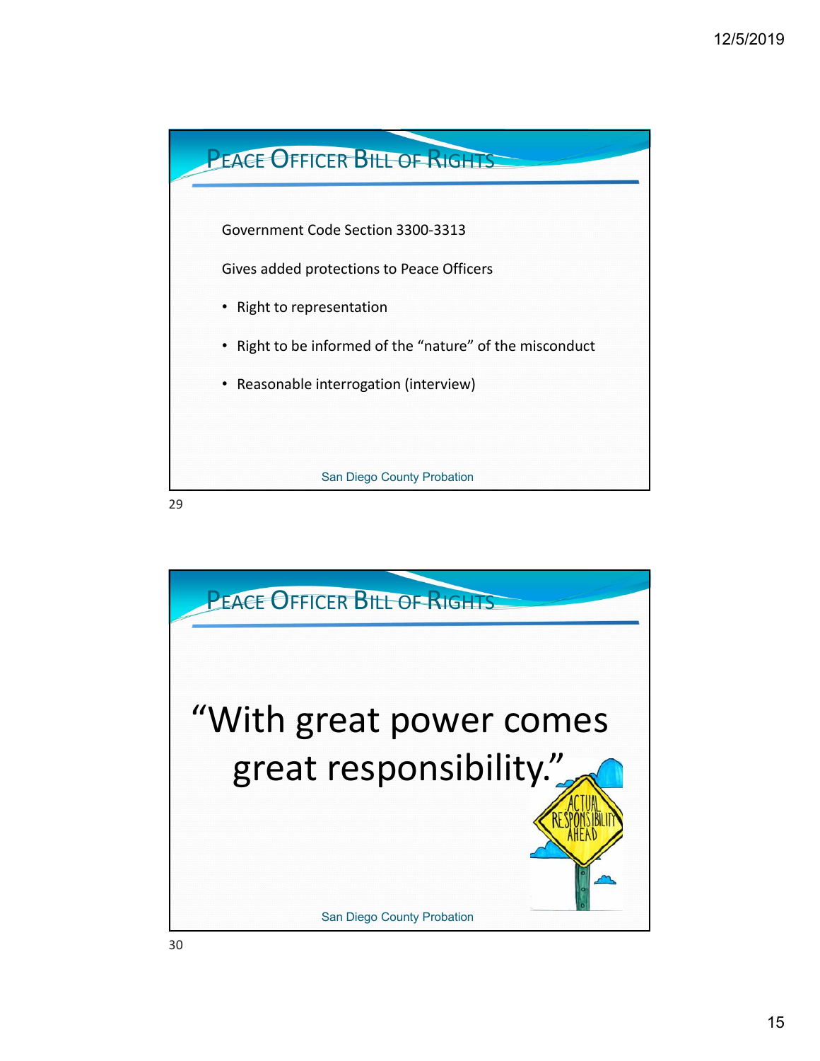## Peace Officer Bill of Rights

Government Code Section 3300-3313

Gives added protections to Peace Officers

- Right to representation
- Right to be informed of the “nature” of the misconduct
- Reasonable interrogation (interview)

San Diego County Probation

## Peace Officer Bill of Rights

“With great power comes great responsibility.”

San Diego County Probation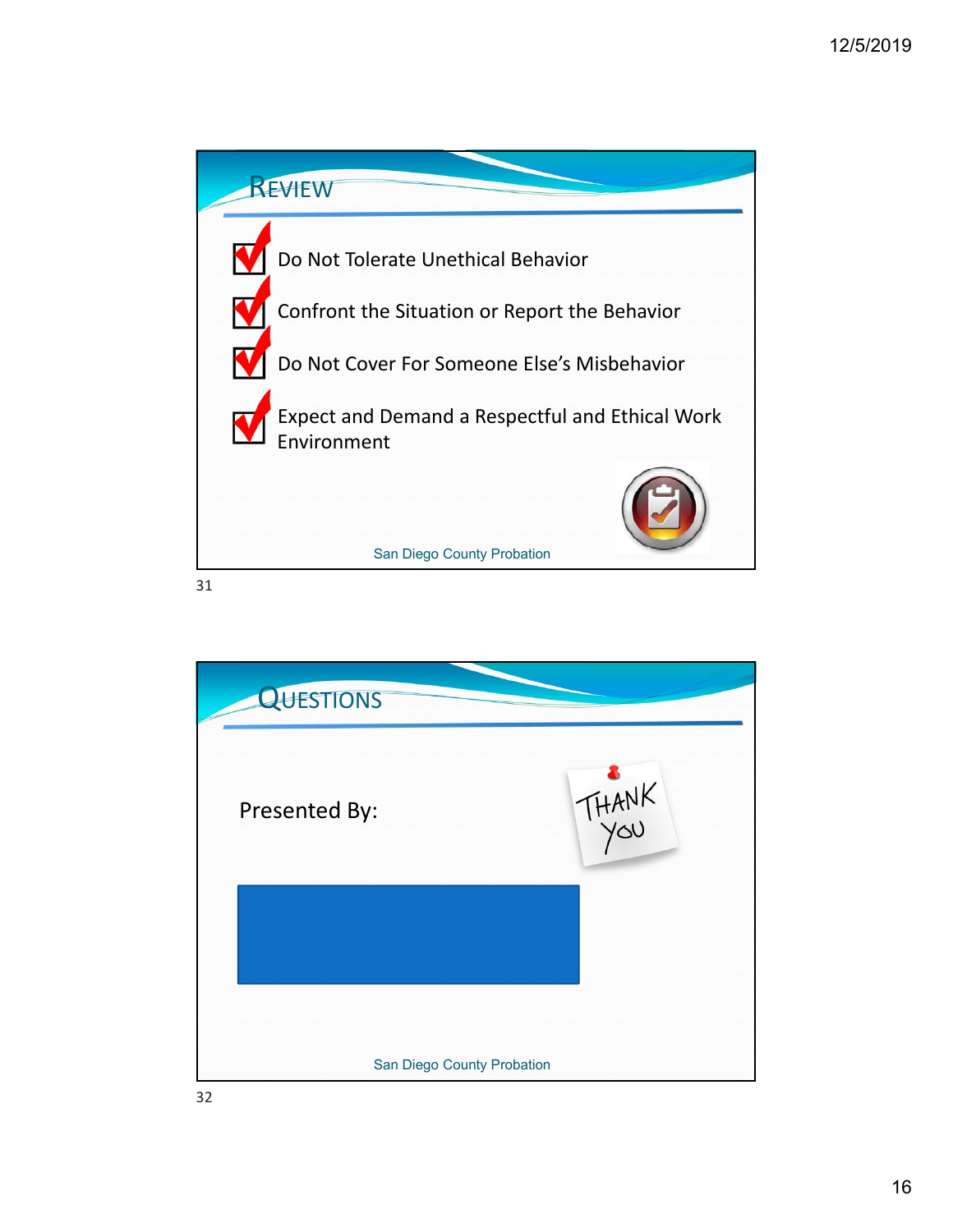## Review

- Do Not Tolerate Unethical Behavior
- Confront the Situation or Report the Behavior
- Do Not Cover For Someone Else's Misbehavior
- Expect and Demand a Respectful and Ethical Work Environment

San Diego County Probation

## Questions

Presented By:

THANK YOU

San Diego County Probation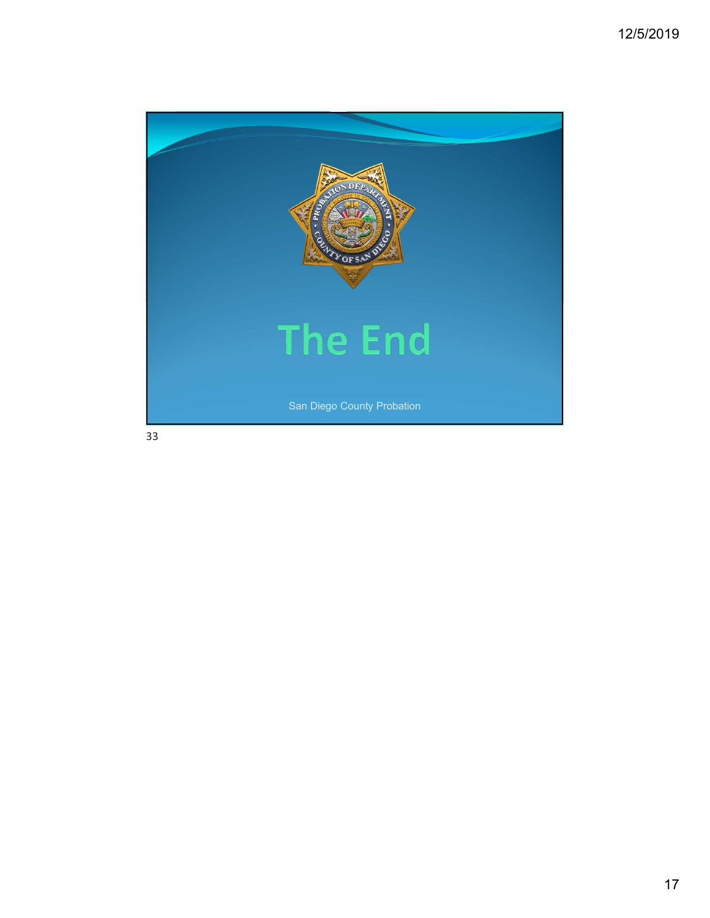# The End

San Diego County Probation